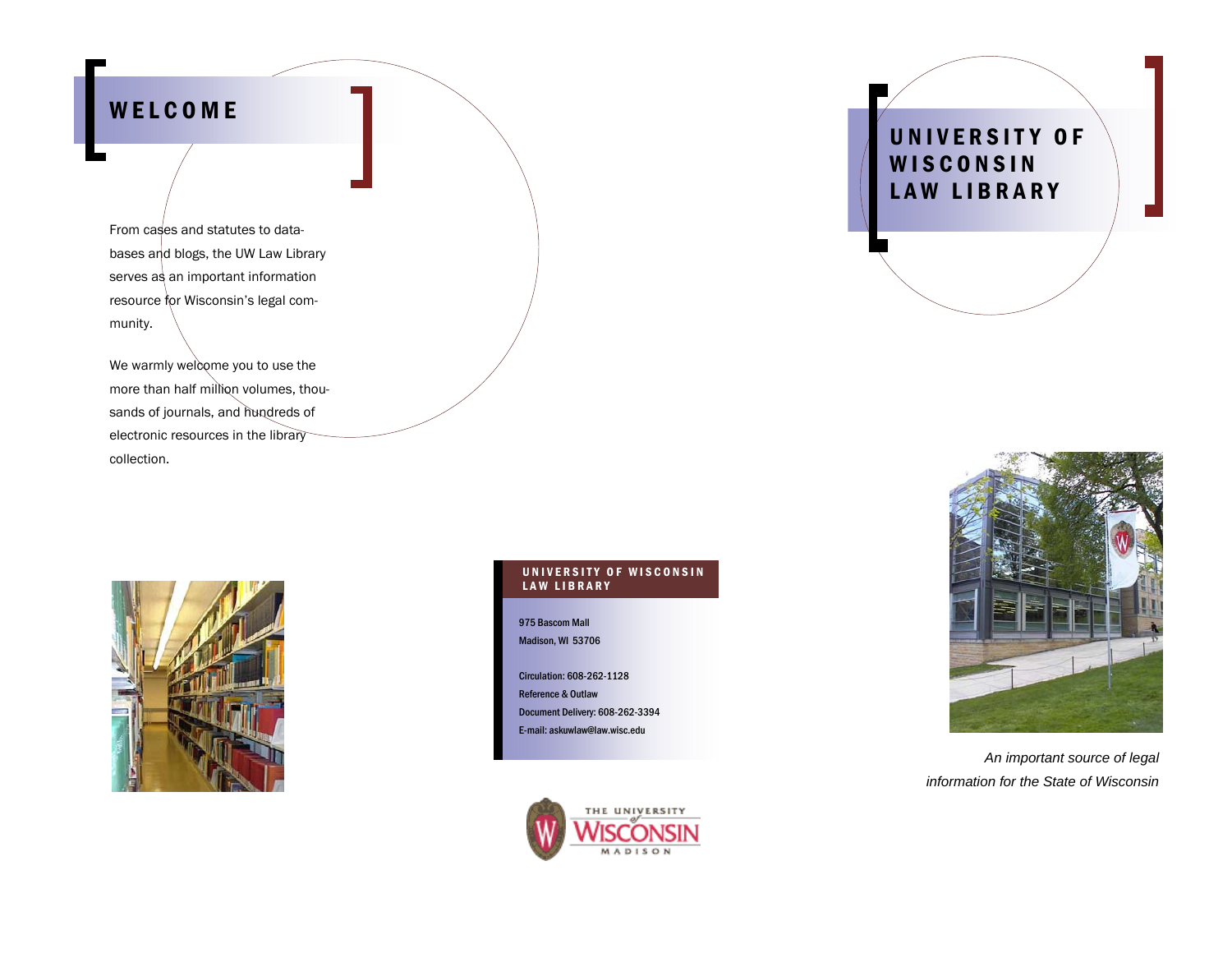# WELCOME

From cases and statutes to databases and blogs, the UW Law Library serves as an important information resource for Wisconsin's legal community.

We warmly welcome you to use the more than half million volumes, thousands of journals, and hundreds of electronic resources in the library collection.

**UNIVERSITY OF WISCONSIN LAW LIBRARY**

975 Bascom Mall
Madison, WI 53706

Circulation: 608-262-1128
Reference & Outlaw
Document Delivery: 608-262-3394
E-mail: askuwlaw@law.wisc.edu

THE UNIVERSITY of WISCONSIN MADISON

# UNIVERSITY OF WISCONSIN LAW LIBRARY

*An important source of legal information for the State of Wisconsin*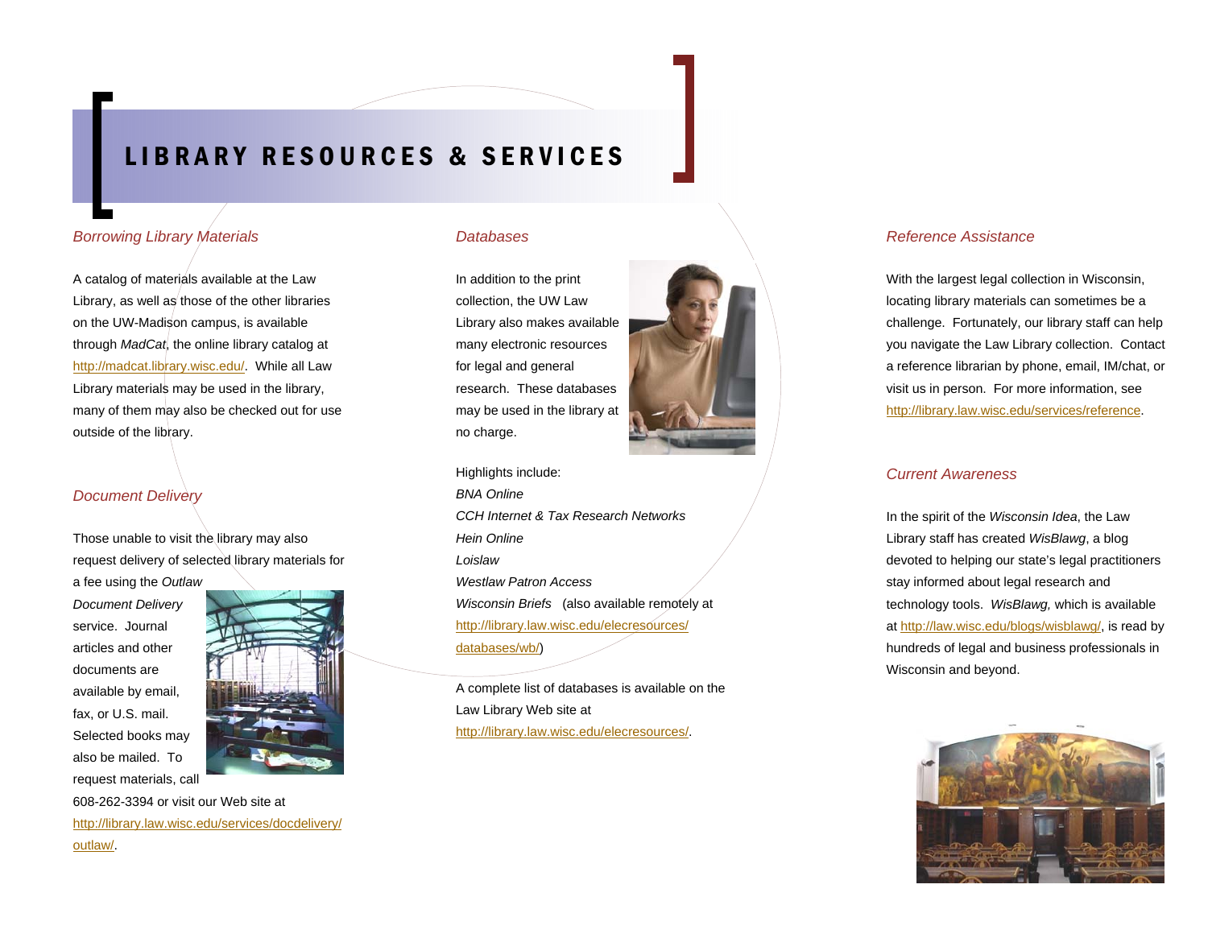# LIBRARY RESOURCES & SERVICES

## *Borrowing Library Materials*

A catalog of materials available at the Law Library, as well as those of the other libraries on the UW-Madison campus, is available through *MadCat*, the online library catalog at http://madcat.library.wisc.edu/. While all Law Library materials may be used in the library, many of them may also be checked out for use outside of the library.

## *Document Delivery*

Those unable to visit the library may also request delivery of selected library materials for a fee using the *Outlaw Document Delivery* service. Journal articles and other documents are available by email, fax, or U.S. mail. Selected books may also be mailed. To request materials, call 608-262-3394 or visit our Web site at http://library.law.wisc.edu/services/docdelivery/outlaw/.

## *Databases*

In addition to the print collection, the UW Law Library also makes available many electronic resources for legal and general research. These databases may be used in the library at no charge.

Highlights include:
*BNA Online*
*CCH Internet & Tax Research Networks*
*Hein Online*
*Loislaw*
*Westlaw Patron Access*
*Wisconsin Briefs* (also available remotely at http://library.law.wisc.edu/elecresources/databases/wb/)

A complete list of databases is available on the Law Library Web site at http://library.law.wisc.edu/elecresources/.

## *Reference Assistance*

With the largest legal collection in Wisconsin, locating library materials can sometimes be a challenge. Fortunately, our library staff can help you navigate the Law Library collection. Contact a reference librarian by phone, email, IM/chat, or visit us in person. For more information, see http://library.law.wisc.edu/services/reference.

## *Current Awareness*

In the spirit of the *Wisconsin Idea*, the Law Library staff has created *WisBlawg*, a blog devoted to helping our state's legal practitioners stay informed about legal research and technology tools. *WisBlawg,* which is available at http://law.wisc.edu/blogs/wisblawg/, is read by hundreds of legal and business professionals in Wisconsin and beyond.